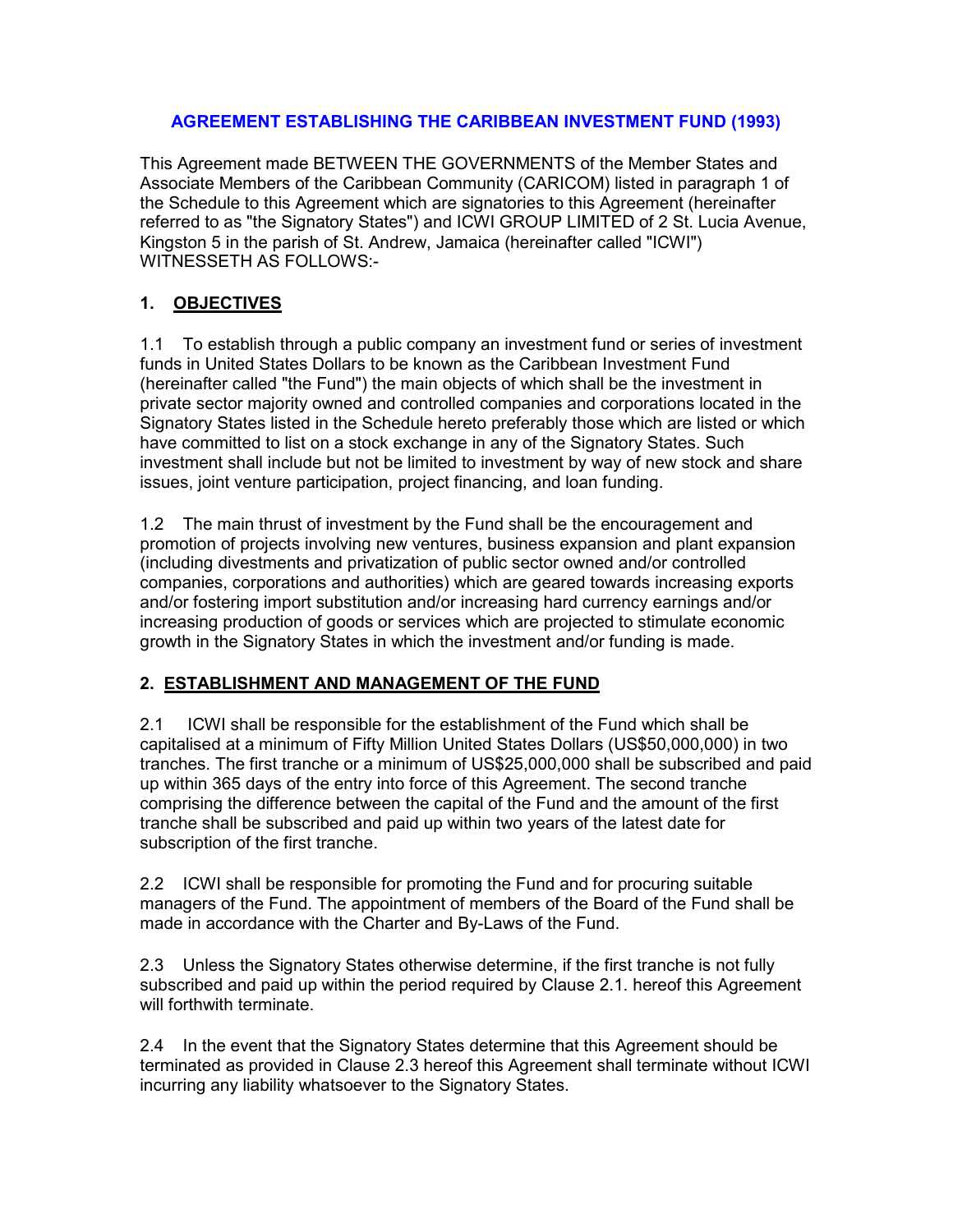# AGREEMENT ESTABLISHING THE CARIBBEAN INVESTMENT FUND (1993)

This Agreement made BETWEEN THE GOVERNMENTS of the Member States and Associate Members of the Caribbean Community (CARICOM) listed in paragraph 1 of the Schedule to this Agreement which are signatories to this Agreement (hereinafter referred to as "the Signatory States") and ICWI GROUP LIMITED of 2 St. Lucia Avenue, Kingston 5 in the parish of St. Andrew, Jamaica (hereinafter called "ICWI") WITNESSETH AS FOLLOWS:-

## 1. OBJECTIVES

1.1 To establish through a public company an investment fund or series of investment funds in United States Dollars to be known as the Caribbean Investment Fund (hereinafter called "the Fund") the main objects of which shall be the investment in private sector majority owned and controlled companies and corporations located in the Signatory States listed in the Schedule hereto preferably those which are listed or which have committed to list on a stock exchange in any of the Signatory States. Such investment shall include but not be limited to investment by way of new stock and share issues, joint venture participation, project financing, and loan funding.

1.2 The main thrust of investment by the Fund shall be the encouragement and promotion of projects involving new ventures, business expansion and plant expansion (including divestments and privatization of public sector owned and/or controlled companies, corporations and authorities) which are geared towards increasing exports and/or fostering import substitution and/or increasing hard currency earnings and/or increasing production of goods or services which are projected to stimulate economic growth in the Signatory States in which the investment and/or funding is made.

## 2. ESTABLISHMENT AND MANAGEMENT OF THE FUND

2.1 ICWI shall be responsible for the establishment of the Fund which shall be capitalised at a minimum of Fifty Million United States Dollars (US$50,000,000) in two tranches. The first tranche or a minimum of US$25,000,000 shall be subscribed and paid up within 365 days of the entry into force of this Agreement. The second tranche comprising the difference between the capital of the Fund and the amount of the first tranche shall be subscribed and paid up within two years of the latest date for subscription of the first tranche.

2.2 ICWI shall be responsible for promoting the Fund and for procuring suitable managers of the Fund. The appointment of members of the Board of the Fund shall be made in accordance with the Charter and By-Laws of the Fund.

2.3 Unless the Signatory States otherwise determine, if the first tranche is not fully subscribed and paid up within the period required by Clause 2.1. hereof this Agreement will forthwith terminate.

2.4 In the event that the Signatory States determine that this Agreement should be terminated as provided in Clause 2.3 hereof this Agreement shall terminate without ICWI incurring any liability whatsoever to the Signatory States.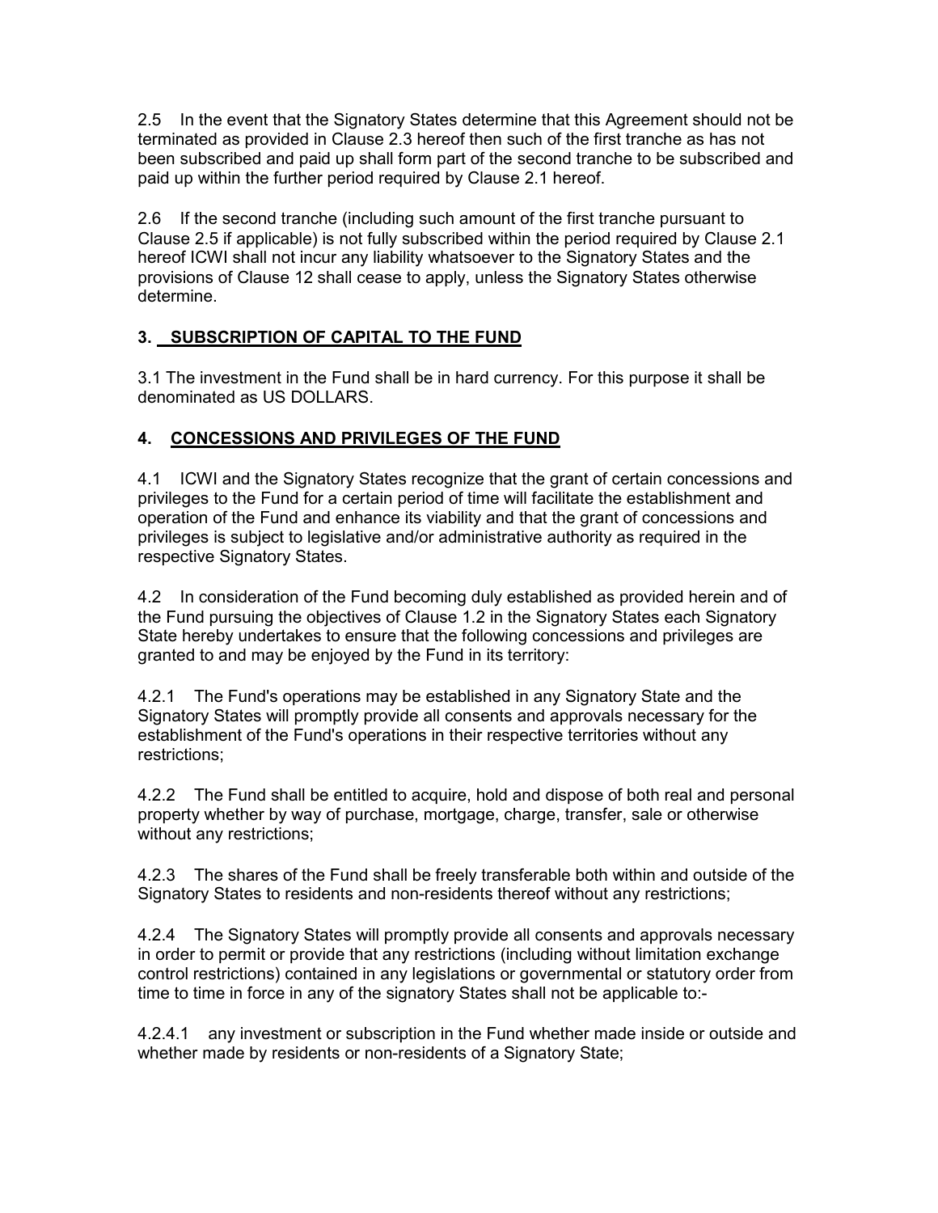2.5 In the event that the Signatory States determine that this Agreement should not be terminated as provided in Clause 2.3 hereof then such of the first tranche as has not been subscribed and paid up shall form part of the second tranche to be subscribed and paid up within the further period required by Clause 2.1 hereof.

2.6 If the second tranche (including such amount of the first tranche pursuant to Clause 2.5 if applicable) is not fully subscribed within the period required by Clause 2.1 hereof ICWI shall not incur any liability whatsoever to the Signatory States and the provisions of Clause 12 shall cease to apply, unless the Signatory States otherwise determine.

## 3. SUBSCRIPTION OF CAPITAL TO THE FUND

3.1 The investment in the Fund shall be in hard currency. For this purpose it shall be denominated as US DOLLARS.

## 4. CONCESSIONS AND PRIVILEGES OF THE FUND

4.1 ICWI and the Signatory States recognize that the grant of certain concessions and privileges to the Fund for a certain period of time will facilitate the establishment and operation of the Fund and enhance its viability and that the grant of concessions and privileges is subject to legislative and/or administrative authority as required in the respective Signatory States.

4.2 In consideration of the Fund becoming duly established as provided herein and of the Fund pursuing the objectives of Clause 1.2 in the Signatory States each Signatory State hereby undertakes to ensure that the following concessions and privileges are granted to and may be enjoyed by the Fund in its territory:

4.2.1 The Fund's operations may be established in any Signatory State and the Signatory States will promptly provide all consents and approvals necessary for the establishment of the Fund's operations in their respective territories without any restrictions;

4.2.2 The Fund shall be entitled to acquire, hold and dispose of both real and personal property whether by way of purchase, mortgage, charge, transfer, sale or otherwise without any restrictions;

4.2.3 The shares of the Fund shall be freely transferable both within and outside of the Signatory States to residents and non-residents thereof without any restrictions;

4.2.4 The Signatory States will promptly provide all consents and approvals necessary in order to permit or provide that any restrictions (including without limitation exchange control restrictions) contained in any legislations or governmental or statutory order from time to time in force in any of the signatory States shall not be applicable to:-

4.2.4.1 any investment or subscription in the Fund whether made inside or outside and whether made by residents or non-residents of a Signatory State;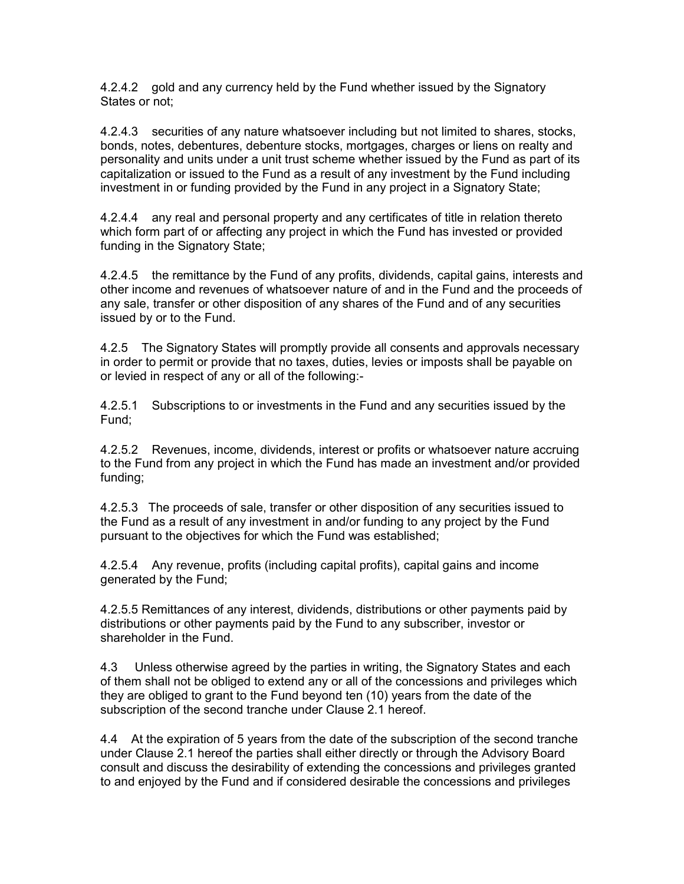4.2.4.2 gold and any currency held by the Fund whether issued by the Signatory States or not;

4.2.4.3 securities of any nature whatsoever including but not limited to shares, stocks, bonds, notes, debentures, debenture stocks, mortgages, charges or liens on realty and personality and units under a unit trust scheme whether issued by the Fund as part of its capitalization or issued to the Fund as a result of any investment by the Fund including investment in or funding provided by the Fund in any project in a Signatory State;

4.2.4.4 any real and personal property and any certificates of title in relation thereto which form part of or affecting any project in which the Fund has invested or provided funding in the Signatory State;

4.2.4.5 the remittance by the Fund of any profits, dividends, capital gains, interests and other income and revenues of whatsoever nature of and in the Fund and the proceeds of any sale, transfer or other disposition of any shares of the Fund and of any securities issued by or to the Fund.

4.2.5 The Signatory States will promptly provide all consents and approvals necessary in order to permit or provide that no taxes, duties, levies or imposts shall be payable on or levied in respect of any or all of the following:-

4.2.5.1 Subscriptions to or investments in the Fund and any securities issued by the Fund;

4.2.5.2 Revenues, income, dividends, interest or profits or whatsoever nature accruing to the Fund from any project in which the Fund has made an investment and/or provided funding;

4.2.5.3 The proceeds of sale, transfer or other disposition of any securities issued to the Fund as a result of any investment in and/or funding to any project by the Fund pursuant to the objectives for which the Fund was established;

4.2.5.4 Any revenue, profits (including capital profits), capital gains and income generated by the Fund;

4.2.5.5 Remittances of any interest, dividends, distributions or other payments paid by distributions or other payments paid by the Fund to any subscriber, investor or shareholder in the Fund.

4.3 Unless otherwise agreed by the parties in writing, the Signatory States and each of them shall not be obliged to extend any or all of the concessions and privileges which they are obliged to grant to the Fund beyond ten (10) years from the date of the subscription of the second tranche under Clause 2.1 hereof.

4.4 At the expiration of 5 years from the date of the subscription of the second tranche under Clause 2.1 hereof the parties shall either directly or through the Advisory Board consult and discuss the desirability of extending the concessions and privileges granted to and enjoyed by the Fund and if considered desirable the concessions and privileges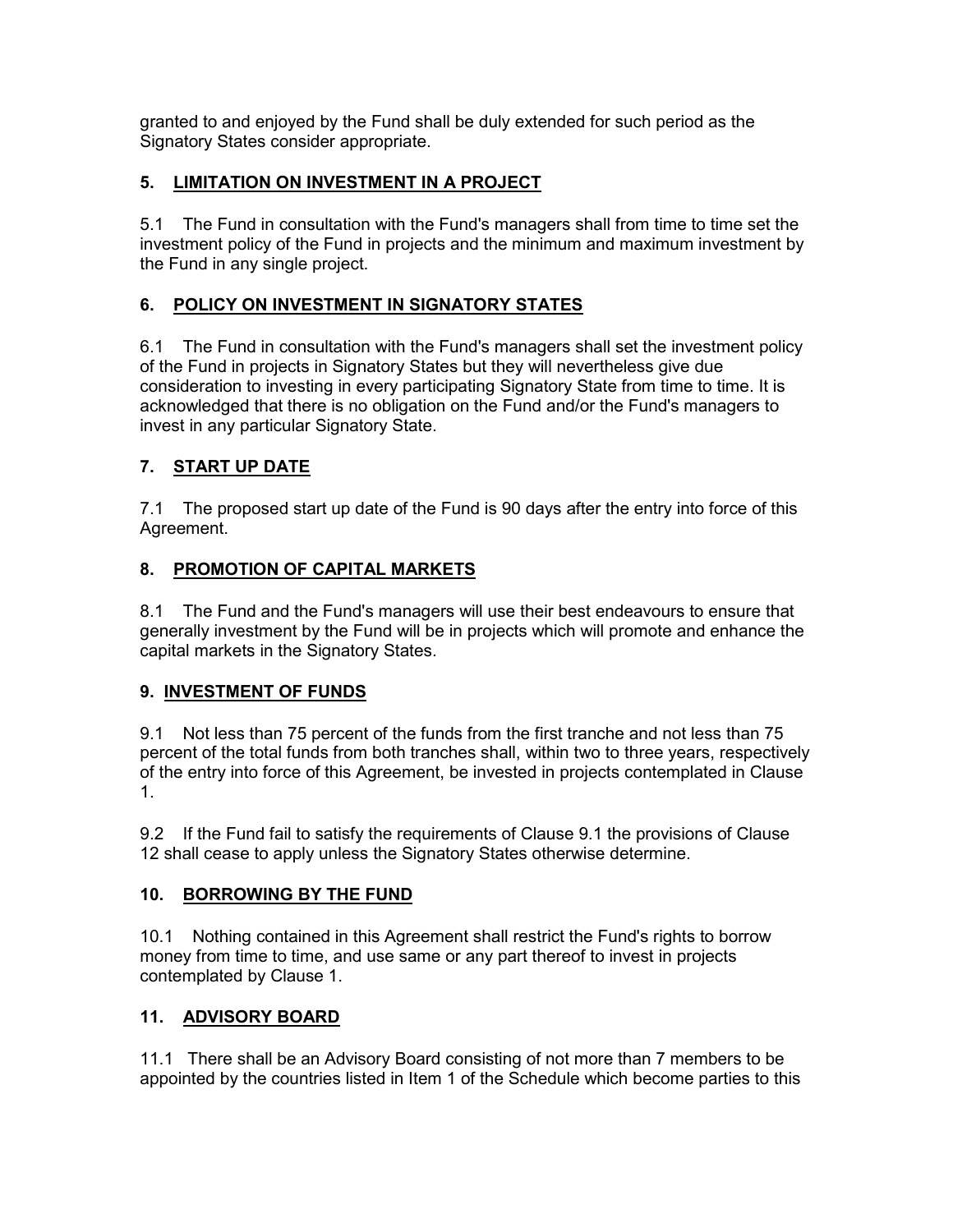granted to and enjoyed by the Fund shall be duly extended for such period as the Signatory States consider appropriate.

## 5. LIMITATION ON INVESTMENT IN A PROJECT

5.1 The Fund in consultation with the Fund's managers shall from time to time set the investment policy of the Fund in projects and the minimum and maximum investment by the Fund in any single project.

## 6. POLICY ON INVESTMENT IN SIGNATORY STATES

6.1 The Fund in consultation with the Fund's managers shall set the investment policy of the Fund in projects in Signatory States but they will nevertheless give due consideration to investing in every participating Signatory State from time to time. It is acknowledged that there is no obligation on the Fund and/or the Fund's managers to invest in any particular Signatory State.

## 7. START UP DATE

7.1 The proposed start up date of the Fund is 90 days after the entry into force of this Agreement.

## 8. PROMOTION OF CAPITAL MARKETS

8.1 The Fund and the Fund's managers will use their best endeavours to ensure that generally investment by the Fund will be in projects which will promote and enhance the capital markets in the Signatory States.

## 9. INVESTMENT OF FUNDS

9.1 Not less than 75 percent of the funds from the first tranche and not less than 75 percent of the total funds from both tranches shall, within two to three years, respectively of the entry into force of this Agreement, be invested in projects contemplated in Clause 1.

9.2 If the Fund fail to satisfy the requirements of Clause 9.1 the provisions of Clause 12 shall cease to apply unless the Signatory States otherwise determine.

## 10. BORROWING BY THE FUND

10.1 Nothing contained in this Agreement shall restrict the Fund's rights to borrow money from time to time, and use same or any part thereof to invest in projects contemplated by Clause 1.

## 11. ADVISORY BOARD

11.1 There shall be an Advisory Board consisting of not more than 7 members to be appointed by the countries listed in Item 1 of the Schedule which become parties to this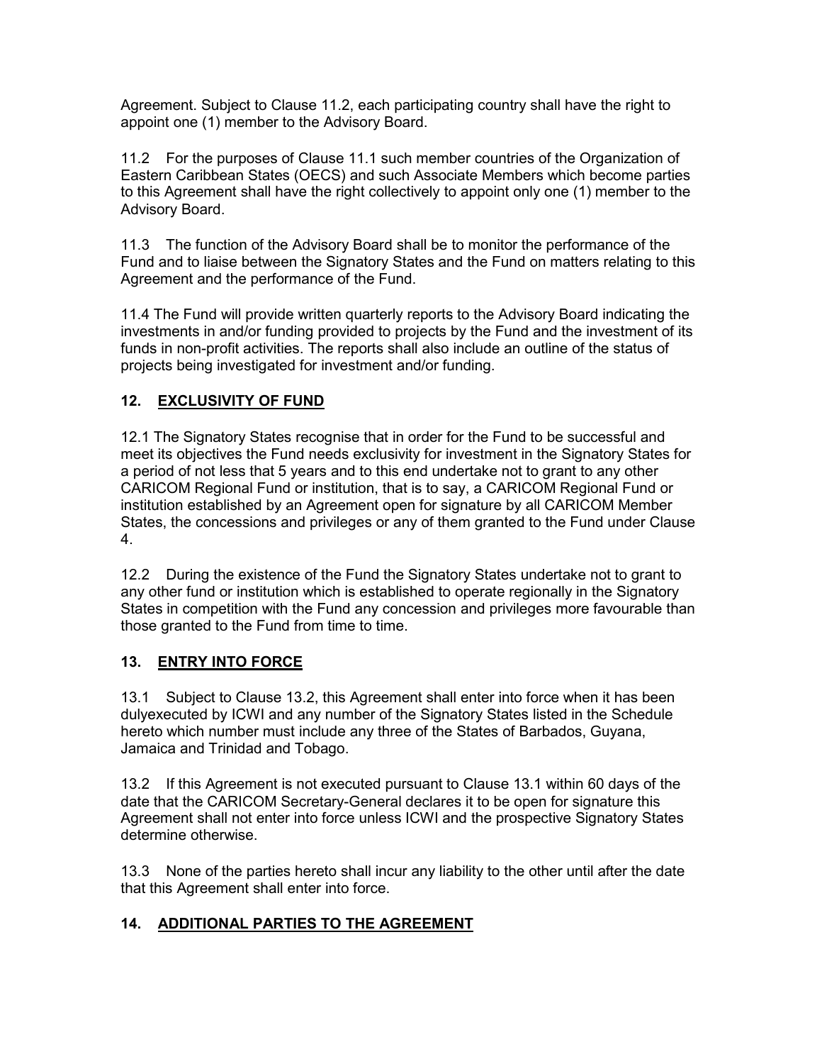Agreement. Subject to Clause 11.2, each participating country shall have the right to appoint one (1) member to the Advisory Board.

11.2 For the purposes of Clause 11.1 such member countries of the Organization of Eastern Caribbean States (OECS) and such Associate Members which become parties to this Agreement shall have the right collectively to appoint only one (1) member to the Advisory Board.

11.3 The function of the Advisory Board shall be to monitor the performance of the Fund and to liaise between the Signatory States and the Fund on matters relating to this Agreement and the performance of the Fund.

11.4 The Fund will provide written quarterly reports to the Advisory Board indicating the investments in and/or funding provided to projects by the Fund and the investment of its funds in non-profit activities. The reports shall also include an outline of the status of projects being investigated for investment and/or funding.

## 12. EXCLUSIVITY OF FUND

12.1 The Signatory States recognise that in order for the Fund to be successful and meet its objectives the Fund needs exclusivity for investment in the Signatory States for a period of not less that 5 years and to this end undertake not to grant to any other CARICOM Regional Fund or institution, that is to say, a CARICOM Regional Fund or institution established by an Agreement open for signature by all CARICOM Member States, the concessions and privileges or any of them granted to the Fund under Clause 4.

12.2 During the existence of the Fund the Signatory States undertake not to grant to any other fund or institution which is established to operate regionally in the Signatory States in competition with the Fund any concession and privileges more favourable than those granted to the Fund from time to time.

## 13. ENTRY INTO FORCE

13.1 Subject to Clause 13.2, this Agreement shall enter into force when it has been dulyexecuted by ICWI and any number of the Signatory States listed in the Schedule hereto which number must include any three of the States of Barbados, Guyana, Jamaica and Trinidad and Tobago.

13.2 If this Agreement is not executed pursuant to Clause 13.1 within 60 days of the date that the CARICOM Secretary-General declares it to be open for signature this Agreement shall not enter into force unless ICWI and the prospective Signatory States determine otherwise.

13.3 None of the parties hereto shall incur any liability to the other until after the date that this Agreement shall enter into force.

## 14. ADDITIONAL PARTIES TO THE AGREEMENT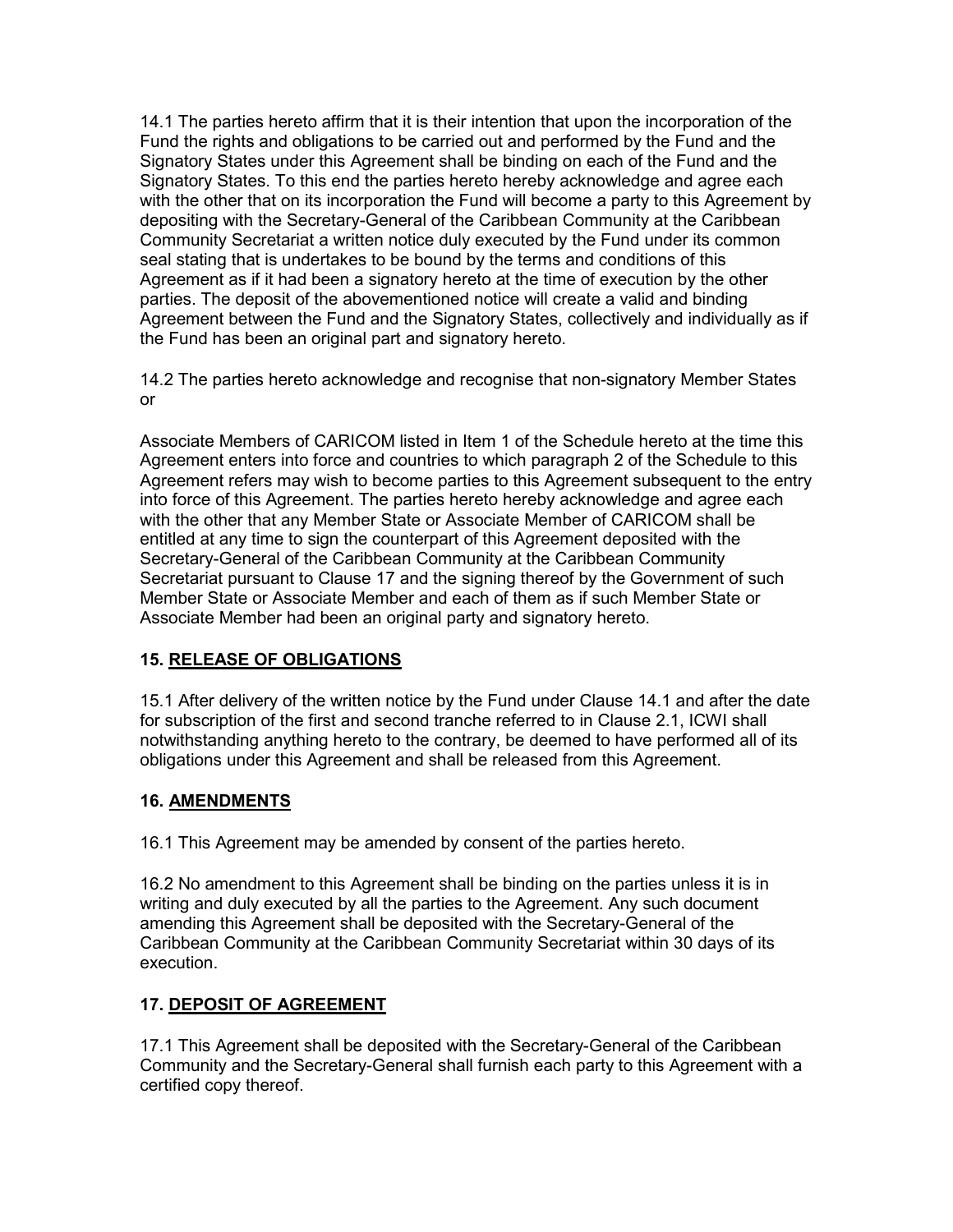14.1 The parties hereto affirm that it is their intention that upon the incorporation of the Fund the rights and obligations to be carried out and performed by the Fund and the Signatory States under this Agreement shall be binding on each of the Fund and the Signatory States. To this end the parties hereto hereby acknowledge and agree each with the other that on its incorporation the Fund will become a party to this Agreement by depositing with the Secretary-General of the Caribbean Community at the Caribbean Community Secretariat a written notice duly executed by the Fund under its common seal stating that is undertakes to be bound by the terms and conditions of this Agreement as if it had been a signatory hereto at the time of execution by the other parties. The deposit of the abovementioned notice will create a valid and binding Agreement between the Fund and the Signatory States, collectively and individually as if the Fund has been an original part and signatory hereto.

14.2 The parties hereto acknowledge and recognise that non-signatory Member States or

Associate Members of CARICOM listed in Item 1 of the Schedule hereto at the time this Agreement enters into force and countries to which paragraph 2 of the Schedule to this Agreement refers may wish to become parties to this Agreement subsequent to the entry into force of this Agreement. The parties hereto hereby acknowledge and agree each with the other that any Member State or Associate Member of CARICOM shall be entitled at any time to sign the counterpart of this Agreement deposited with the Secretary-General of the Caribbean Community at the Caribbean Community Secretariat pursuant to Clause 17 and the signing thereof by the Government of such Member State or Associate Member and each of them as if such Member State or Associate Member had been an original party and signatory hereto.

## 15. RELEASE OF OBLIGATIONS

15.1 After delivery of the written notice by the Fund under Clause 14.1 and after the date for subscription of the first and second tranche referred to in Clause 2.1, ICWI shall notwithstanding anything hereto to the contrary, be deemed to have performed all of its obligations under this Agreement and shall be released from this Agreement.

## 16. AMENDMENTS

16.1 This Agreement may be amended by consent of the parties hereto.

16.2 No amendment to this Agreement shall be binding on the parties unless it is in writing and duly executed by all the parties to the Agreement. Any such document amending this Agreement shall be deposited with the Secretary-General of the Caribbean Community at the Caribbean Community Secretariat within 30 days of its execution.

## 17. DEPOSIT OF AGREEMENT

17.1 This Agreement shall be deposited with the Secretary-General of the Caribbean Community and the Secretary-General shall furnish each party to this Agreement with a certified copy thereof.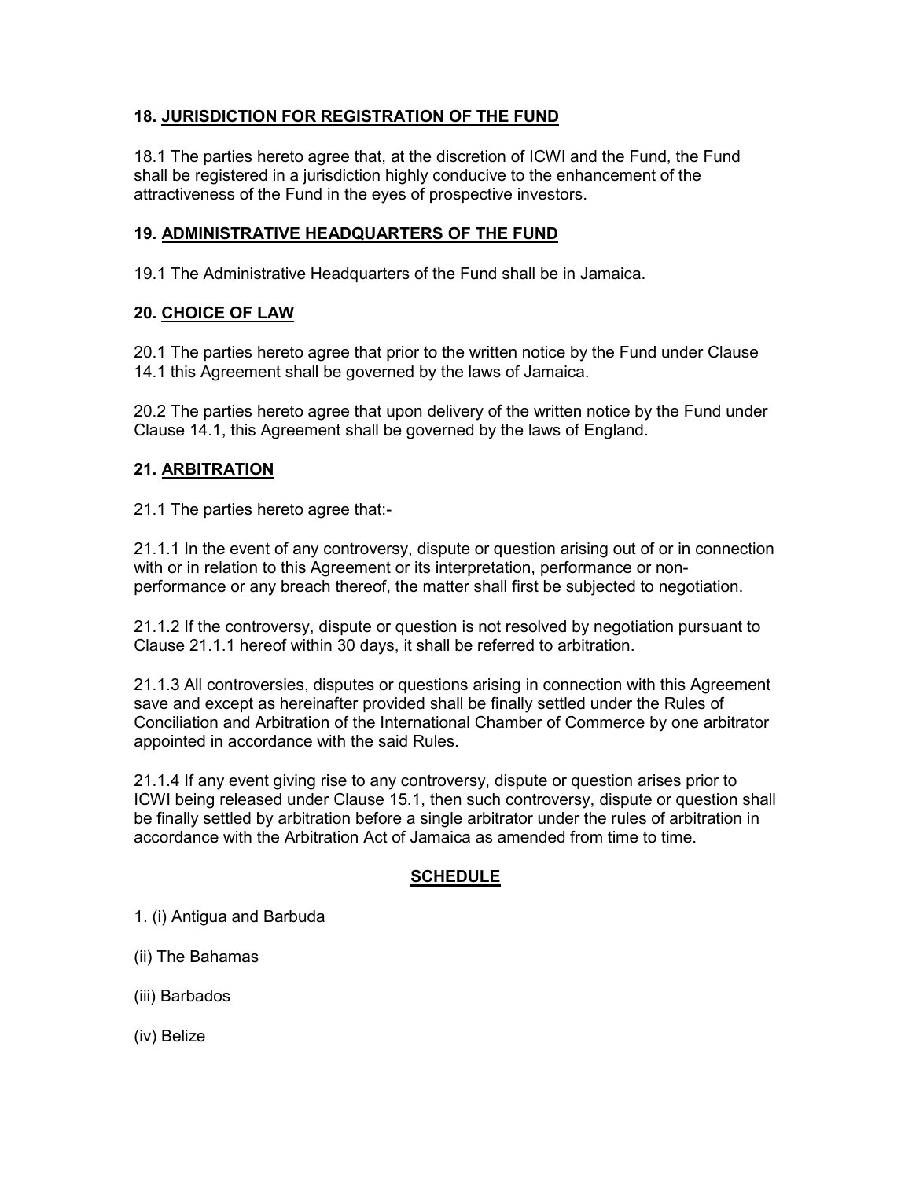### 18. JURISDICTION FOR REGISTRATION OF THE FUND

18.1 The parties hereto agree that, at the discretion of ICWI and the Fund, the Fund shall be registered in a jurisdiction highly conducive to the enhancement of the attractiveness of the Fund in the eyes of prospective investors.

### 19. ADMINISTRATIVE HEADQUARTERS OF THE FUND

19.1 The Administrative Headquarters of the Fund shall be in Jamaica.

### 20. CHOICE OF LAW

20.1 The parties hereto agree that prior to the written notice by the Fund under Clause 14.1 this Agreement shall be governed by the laws of Jamaica.

20.2 The parties hereto agree that upon delivery of the written notice by the Fund under Clause 14.1, this Agreement shall be governed by the laws of England.

### 21. ARBITRATION

21.1 The parties hereto agree that:-

21.1.1 In the event of any controversy, dispute or question arising out of or in connection with or in relation to this Agreement or its interpretation, performance or non-performance or any breach thereof, the matter shall first be subjected to negotiation.

21.1.2 If the controversy, dispute or question is not resolved by negotiation pursuant to Clause 21.1.1 hereof within 30 days, it shall be referred to arbitration.

21.1.3 All controversies, disputes or questions arising in connection with this Agreement save and except as hereinafter provided shall be finally settled under the Rules of Conciliation and Arbitration of the International Chamber of Commerce by one arbitrator appointed in accordance with the said Rules.

21.1.4 If any event giving rise to any controversy, dispute or question arises prior to ICWI being released under Clause 15.1, then such controversy, dispute or question shall be finally settled by arbitration before a single arbitrator under the rules of arbitration in accordance with the Arbitration Act of Jamaica as amended from time to time.

## SCHEDULE

1. (i) Antigua and Barbuda

(ii) The Bahamas

(iii) Barbados

(iv) Belize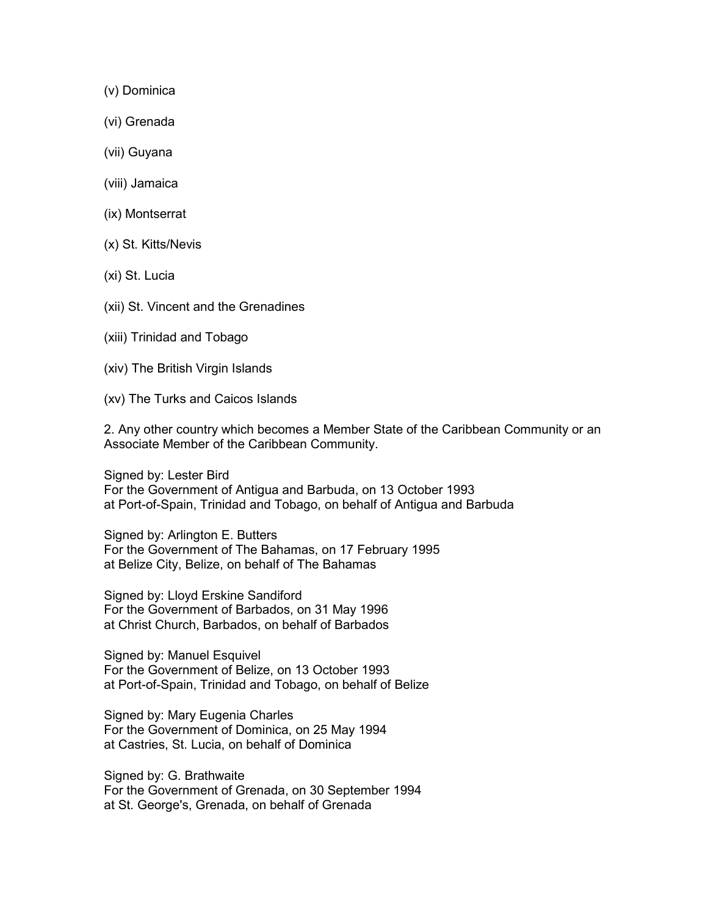(v) Dominica

(vi) Grenada

(vii) Guyana

(viii) Jamaica

(ix) Montserrat

(x) St. Kitts/Nevis

(xi) St. Lucia

(xii) St. Vincent and the Grenadines

(xiii) Trinidad and Tobago

(xiv) The British Virgin Islands

(xv) The Turks and Caicos Islands

2. Any other country which becomes a Member State of the Caribbean Community or an Associate Member of the Caribbean Community.

Signed by: Lester Bird
For the Government of Antigua and Barbuda, on 13 October 1993
at Port-of-Spain, Trinidad and Tobago, on behalf of Antigua and Barbuda

Signed by: Arlington E. Butters
For the Government of The Bahamas, on 17 February 1995
at Belize City, Belize, on behalf of The Bahamas

Signed by: Lloyd Erskine Sandiford
For the Government of Barbados, on 31 May 1996
at Christ Church, Barbados, on behalf of Barbados

Signed by: Manuel Esquivel
For the Government of Belize, on 13 October 1993
at Port-of-Spain, Trinidad and Tobago, on behalf of Belize

Signed by: Mary Eugenia Charles
For the Government of Dominica, on 25 May 1994
at Castries, St. Lucia, on behalf of Dominica

Signed by: G. Brathwaite
For the Government of Grenada, on 30 September 1994
at St. George's, Grenada, on behalf of Grenada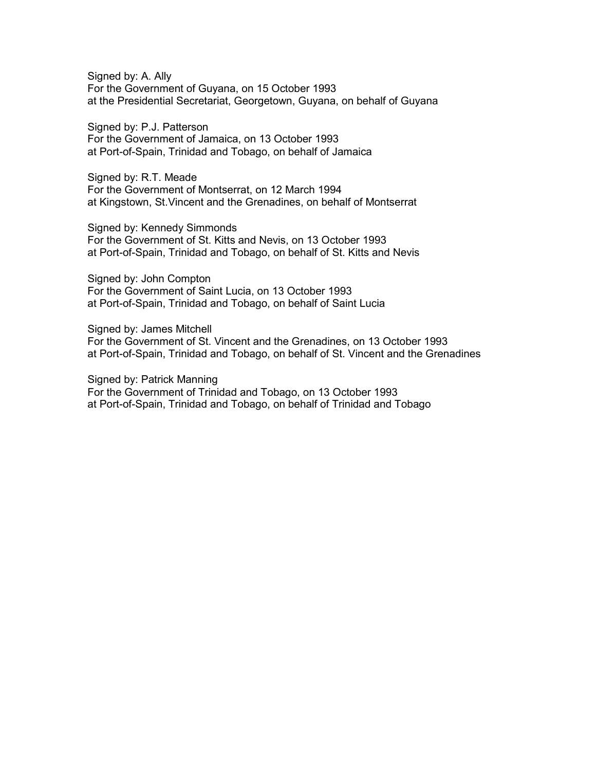Signed by: A. Ally
For the Government of Guyana, on 15 October 1993
at the Presidential Secretariat, Georgetown, Guyana, on behalf of Guyana

Signed by: P.J. Patterson
For the Government of Jamaica, on 13 October 1993
at Port-of-Spain, Trinidad and Tobago, on behalf of Jamaica

Signed by: R.T. Meade
For the Government of Montserrat, on 12 March 1994
at Kingstown, St.Vincent and the Grenadines, on behalf of Montserrat

Signed by: Kennedy Simmonds
For the Government of St. Kitts and Nevis, on 13 October 1993
at Port-of-Spain, Trinidad and Tobago, on behalf of St. Kitts and Nevis

Signed by: John Compton
For the Government of Saint Lucia, on 13 October 1993
at Port-of-Spain, Trinidad and Tobago, on behalf of Saint Lucia

Signed by: James Mitchell
For the Government of St. Vincent and the Grenadines, on 13 October 1993
at Port-of-Spain, Trinidad and Tobago, on behalf of St. Vincent and the Grenadines

Signed by: Patrick Manning
For the Government of Trinidad and Tobago, on 13 October 1993
at Port-of-Spain, Trinidad and Tobago, on behalf of Trinidad and Tobago